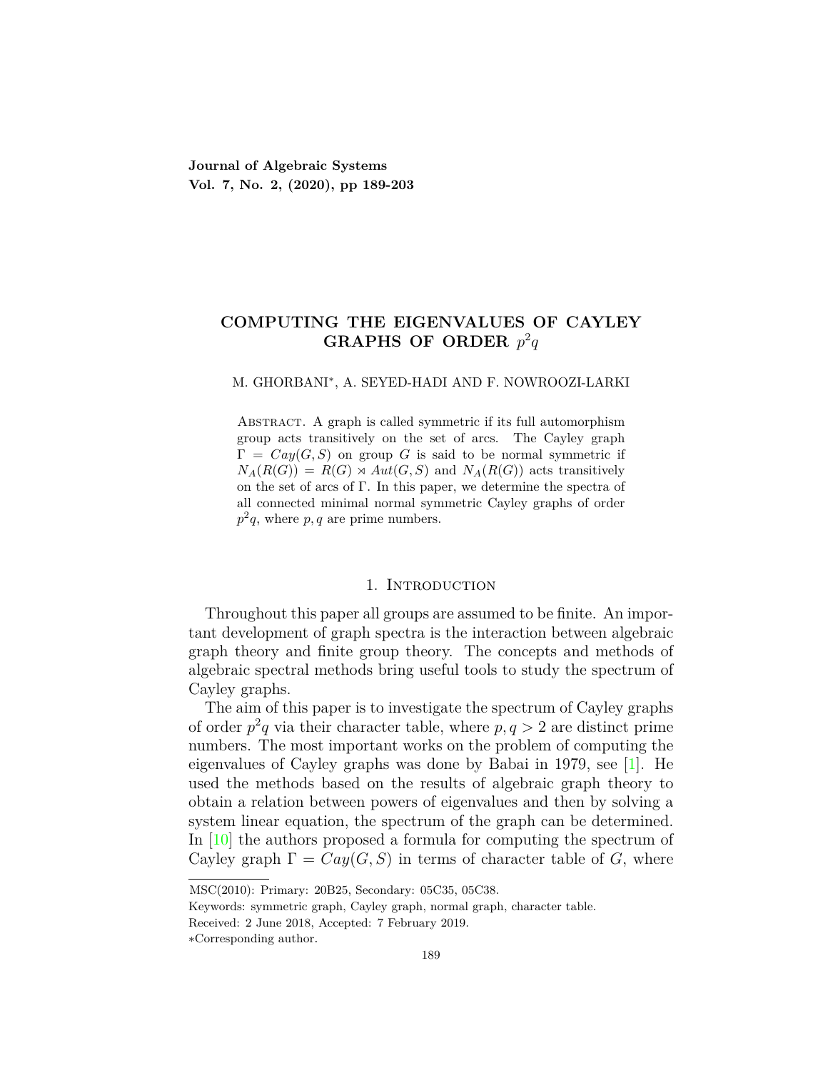**Journal of Algebraic Systems**
**Vol. 7, No. 2, (2020), pp 189-203**

# COMPUTING THE EIGENVALUES OF CAYLEY GRAPHS OF ORDER $p^2q$

M. GHORBANI*, A. SEYED-HADI AND F. NOWROOZI-LARKI

Abstract. A graph is called symmetric if its full automorphism group acts transitively on the set of arcs. The Cayley graph $\Gamma = Cay(G, S)$ on group $G$ is said to be normal symmetric if $N_A(R(G)) = R(G) \rtimes Aut(G, S)$ and $N_A(R(G))$ acts transitively on the set of arcs of $\Gamma$. In this paper, we determine the spectra of all connected minimal normal symmetric Cayley graphs of order $p^2q$, where $p, q$ are prime numbers.

## 1. Introduction

Throughout this paper all groups are assumed to be finite. An important development of graph spectra is the interaction between algebraic graph theory and finite group theory. The concepts and methods of algebraic spectral methods bring useful tools to study the spectrum of Cayley graphs.

The aim of this paper is to investigate the spectrum of Cayley graphs of order $p^2q$ via their character table, where $p, q > 2$ are distinct prime numbers. The most important works on the problem of computing the eigenvalues of Cayley graphs was done by Babai in 1979, see [1]. He used the methods based on the results of algebraic graph theory to obtain a relation between powers of eigenvalues and then by solving a system linear equation, the spectrum of the graph can be determined. In [10] the authors proposed a formula for computing the spectrum of Cayley graph $\Gamma = Cay(G, S)$ in terms of character table of $G$, where

MSC(2010): Primary: 20B25, Secondary: 05C35, 05C38.

Keywords: symmetric graph, Cayley graph, normal graph, character table.

Received: 2 June 2018, Accepted: 7 February 2019.

*Corresponding author.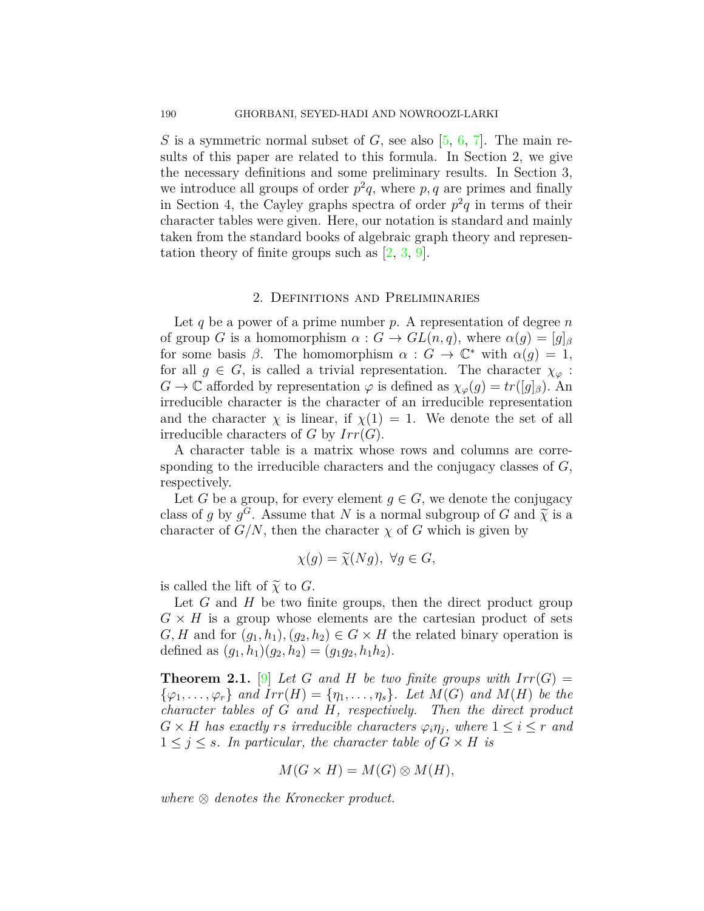$S$ is a symmetric normal subset of $G$, see also [5, 6, 7]. The main results of this paper are related to this formula. In Section 2, we give the necessary definitions and some preliminary results. In Section 3, we introduce all groups of order $p^2q$, where $p, q$ are primes and finally in Section 4, the Cayley graphs spectra of order $p^2q$ in terms of their character tables were given. Here, our notation is standard and mainly taken from the standard books of algebraic graph theory and representation theory of finite groups such as [2, 3, 9].

## 2. Definitions and Preliminaries

Let $q$ be a power of a prime number $p$. A representation of degree $n$ of group $G$ is a homomorphism $\alpha : G \to GL(n, q)$, where $\alpha(g) = [g]_\beta$ for some basis $\beta$. The homomorphism $\alpha : G \to \mathbb{C}^*$ with $\alpha(g) = 1$, for all $g \in G$, is called a trivial representation. The character $\chi_\varphi : G \to \mathbb{C}$ afforded by representation $\varphi$ is defined as $\chi_\varphi(g) = tr([g]_\beta)$. An irreducible character is the character of an irreducible representation and the character $\chi$ is linear, if $\chi(1) = 1$. We denote the set of all irreducible characters of $G$ by $Irr(G)$.

A character table is a matrix whose rows and columns are corresponding to the irreducible characters and the conjugacy classes of $G$, respectively.

Let $G$ be a group, for every element $g \in G$, we denote the conjugacy class of $g$ by $g^G$. Assume that $N$ is a normal subgroup of $G$ and $\widetilde{\chi}$ is a character of $G/N$, then the character $\chi$ of $G$ which is given by

$$\chi(g) = \widetilde{\chi}(Ng), \ \forall g \in G,$$

is called the lift of $\widetilde{\chi}$ to $G$.

Let $G$ and $H$ be two finite groups, then the direct product group $G \times H$ is a group whose elements are the cartesian product of sets $G, H$ and for $(g_1, h_1), (g_2, h_2) \in G \times H$ the related binary operation is defined as $(g_1, h_1)(g_2, h_2) = (g_1g_2, h_1h_2)$.

**Theorem 2.1.** [9] *Let $G$ and $H$ be two finite groups with $Irr(G) = \{\varphi_1, \ldots, \varphi_r\}$ and $Irr(H) = \{\eta_1, \ldots, \eta_s\}$. Let $M(G)$ and $M(H)$ be the character tables of $G$ and $H$, respectively. Then the direct product $G \times H$ has exactly $rs$ irreducible characters $\varphi_i\eta_j$, where $1 \leq i \leq r$ and $1 \leq j \leq s$. In particular, the character table of $G \times H$ is*

$$M(G \times H) = M(G) \otimes M(H),$$

*where $\otimes$ denotes the Kronecker product.*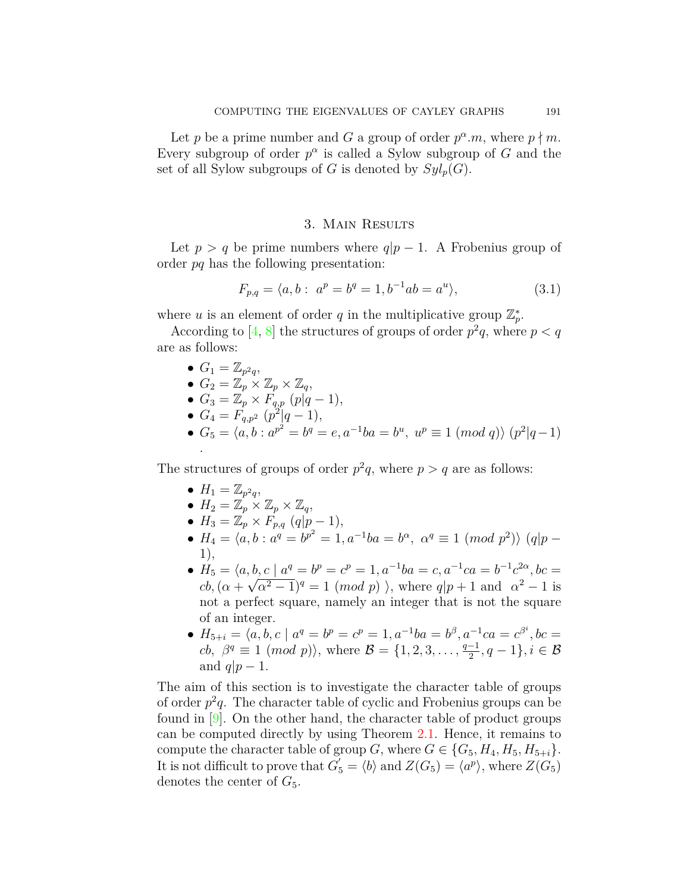Let $p$ be a prime number and $G$ a group of order $p^\alpha.m$, where $p \nmid m$. Every subgroup of order $p^\alpha$ is called a Sylow subgroup of $G$ and the set of all Sylow subgroups of $G$ is denoted by $Syl_p(G)$.

## 3. Main Results

Let $p > q$ be prime numbers where $q|p-1$. A Frobenius group of order $pq$ has the following presentation:

$$F_{p,q} = \langle a, b : \ a^p = b^q = 1, b^{-1}ab = a^u \rangle, \tag{3.1}$$

where $u$ is an element of order $q$ in the multiplicative group $\mathbb{Z}_p^*$.

According to [4, 8] the structures of groups of order $p^2q$, where $p < q$ are as follows:

- $G_1 = \mathbb{Z}_{p^2q}$,
- $G_2 = \mathbb{Z}_p \times \mathbb{Z}_p \times \mathbb{Z}_q$,
- $G_3 = \mathbb{Z}_p \times F_{q,p}$ $(p|q-1)$,
- $G_4 = F_{q,p^2}$ $(p^2|q-1)$,
- $G_5 = \langle a, b : a^{p^2} = b^q = e, a^{-1}ba = b^u, \ u^p \equiv 1 \ (mod \ q) \rangle$ $(p^2|q-1)$ .

The structures of groups of order $p^2q$, where $p > q$ are as follows:

- $H_1 = \mathbb{Z}_{p^2q}$,
- $H_2 = \mathbb{Z}_p \times \mathbb{Z}_p \times \mathbb{Z}_q$,
- $H_3 = \mathbb{Z}_p \times F_{p,q}$ $(q|p-1)$,
- $H_4 = \langle a, b : a^q = b^{p^2} = 1, a^{-1}ba = b^\alpha, \ \alpha^q \equiv 1 \ (mod \ p^2) \rangle$ $(q|p-1)$,
- $H_5 = \langle a, b, c \mid a^q = b^p = c^p = 1, a^{-1}ba = c, a^{-1}ca = b^{-1}c^{2\alpha}, bc = cb, (\alpha + \sqrt{\alpha^2 - 1})^q = 1 \ (mod \ p) \ \rangle$, where $q|p+1$ and $\alpha^2 - 1$ is not a perfect square, namely an integer that is not the square of an integer.
- $H_{5+i} = \langle a, b, c \mid a^q = b^p = c^p = 1, a^{-1}ba = b^\beta, a^{-1}ca = c^{\beta^i}, bc = cb, \ \beta^q \equiv 1 \ (mod \ p) \rangle$, where $\mathcal{B} = \{1, 2, 3, \ldots, \frac{q-1}{2}, q-1\}, i \in \mathcal{B}$ and $q|p-1$.

The aim of this section is to investigate the character table of groups of order $p^2q$. The character table of cyclic and Frobenius groups can be found in [9]. On the other hand, the character table of product groups can be computed directly by using Theorem 2.1. Hence, it remains to compute the character table of group $G$, where $G \in \{G_5, H_4, H_5, H_{5+i}\}$. It is not difficult to prove that $G_5^{'} = \langle b \rangle$ and $Z(G_5) = \langle a^p \rangle$, where $Z(G_5)$ denotes the center of $G_5$.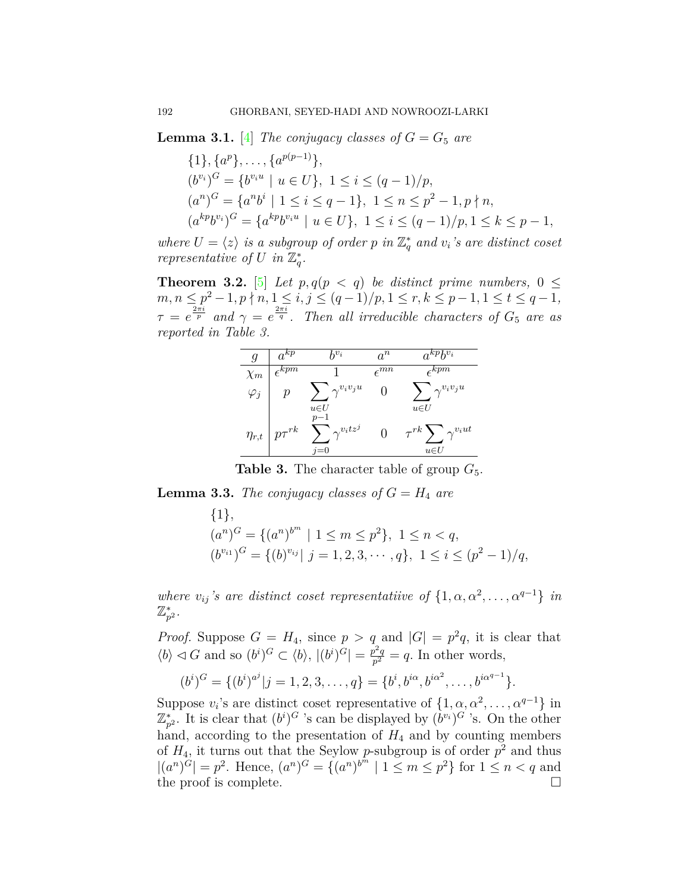**Lemma 3.1.** [4] *The conjugacy classes of $G = G_5$ are*

$$\{1\}, \{a^p\}, \ldots, \{a^{p(p-1)}\},$$
$$(b^{v_i})^G = \{b^{v_i u} \mid u \in U\},\ 1 \le i \le (q-1)/p,$$
$$(a^n)^G = \{a^n b^i \mid 1 \le i \le q-1\},\ 1 \le n \le p^2-1, p \nmid n,$$
$$(a^{kp} b^{v_i})^G = \{a^{kp} b^{v_i u} \mid u \in U\},\ 1 \le i \le (q-1)/p, 1 \le k \le p-1,$$

*where $U = \langle z \rangle$ is a subgroup of order $p$ in $\mathbb{Z}_q^*$ and $v_i$'s are distinct coset representative of $U$ in $\mathbb{Z}_q^*$.*

**Theorem 3.2.** [5] *Let $p, q (p < q)$ be distinct prime numbers, $0 \le m, n \le p^2 - 1, p \nmid n, 1 \le i, j \le (q-1)/p, 1 \le r, k \le p-1, 1 \le t \le q-1$, $\tau = e^{\frac{2\pi i}{p}}$ and $\gamma = e^{\frac{2\pi i}{q}}$. Then all irreducible characters of $G_5$ are as reported in Table 3.*

| $g$ | $a^{kp}$ | $b^{v_i}$ | $a^n$ | $a^{kp}b^{v_i}$ |
|---|---|---|---|---|
| $\chi_m$ | $\epsilon^{kpm}$ | $1$ | $\epsilon^{mn}$ | $\epsilon^{kpm}$ |
| $\varphi_j$ | $p$ | $\sum_{u \in U} \gamma^{v_i v_j u}$ | $0$ | $\sum_{u \in U} \gamma^{v_i v_j u}$ |
| $\eta_{r,t}$ | $p\tau^{rk}$ | $\sum_{j=0}^{p-1} \gamma^{v_i t z^j}$ | $0$ | $\tau^{rk} \sum_{u \in U} \gamma^{v_i u t}$ |

**Table 3.** The character table of group $G_5$.

**Lemma 3.3.** *The conjugacy classes of $G = H_4$ are*

$$\{1\},$$
$$(a^n)^G = \{(a^n)^{b^m} \mid 1 \le m \le p^2\},\ 1 \le n < q,$$
$$(b^{v_{i1}})^G = \{(b)^{v_{ij}} |\ j = 1, 2, 3, \cdots, q\},\ 1 \le i \le (p^2-1)/q,$$

*where $v_{ij}$'s are distinct coset representatiive of $\{1, \alpha, \alpha^2, \ldots, \alpha^{q-1}\}$ in $\mathbb{Z}_{p^2}^*$.*

*Proof.* Suppose $G = H_4$, since $p > q$ and $|G| = p^2 q$, it is clear that $\langle b \rangle \lhd G$ and so $(b^i)^G \subset \langle b \rangle$, $|(b^i)^G| = \frac{p^2 q}{p^2} = q$. In other words,

$$(b^i)^G = \{(b^i)^{a^j} | j = 1, 2, 3, \ldots, q\} = \{b^i, b^{i\alpha}, b^{i\alpha^2}, \ldots, b^{i\alpha^{q-1}}\}.$$

Suppose $v_i$'s are distinct coset representative of $\{1, \alpha, \alpha^2, \ldots, \alpha^{q-1}\}$ in $\mathbb{Z}_{p^2}^*$. It is clear that $(b^i)^G$ 's can be displayed by $(b^{v_i})^G$ 's. On the other hand, according to the presentation of $H_4$ and by counting members of $H_4$, it turns out that the Seylow $p$-subgroup is of order $p^2$ and thus $|(a^n)^G| = p^2$. Hence, $(a^n)^G = \{(a^n)^{b^m} \mid 1 \le m \le p^2\}$ for $1 \le n < q$ and the proof is complete. $\square$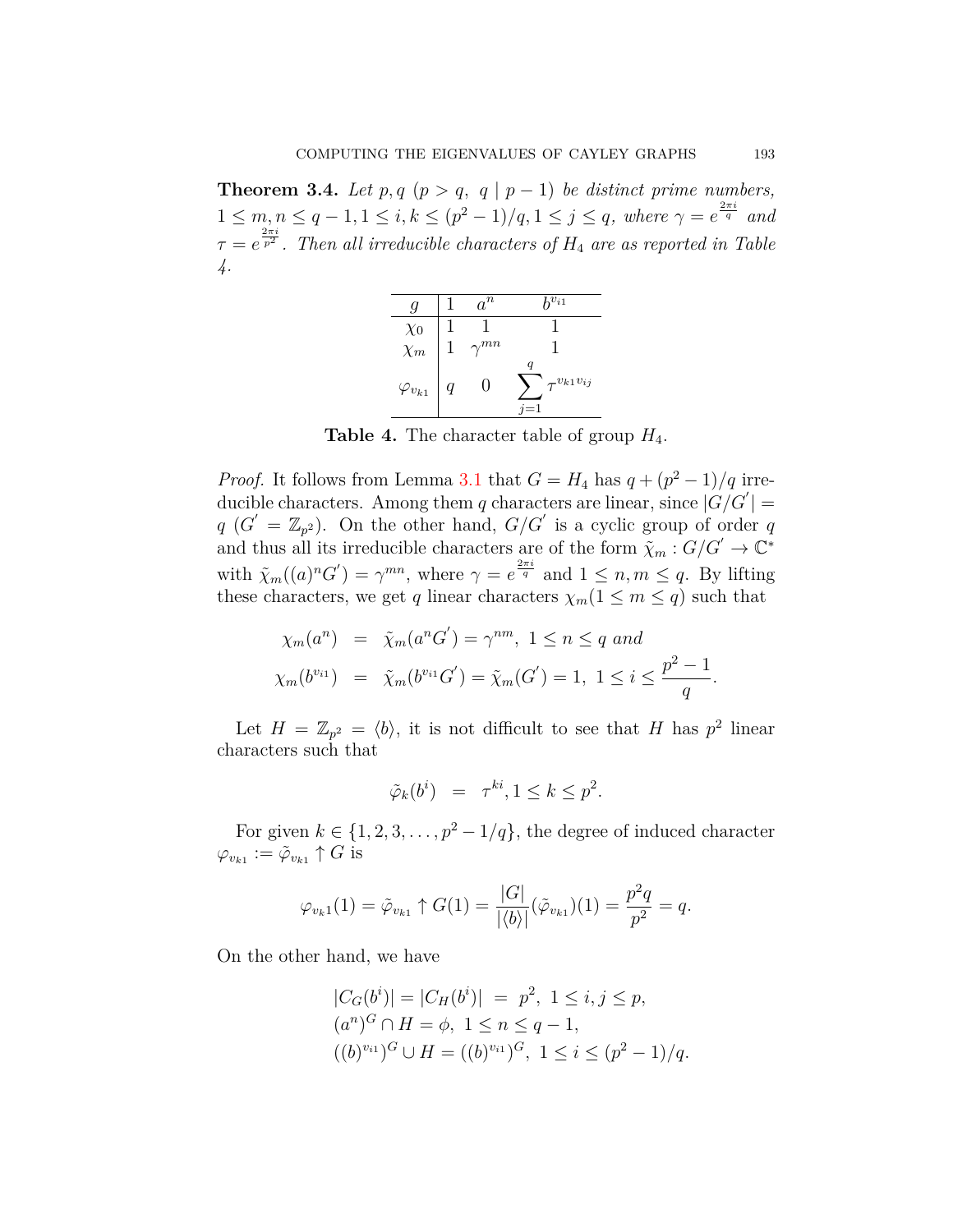**Theorem 3.4.** *Let $p, q$ $(p > q,\ q \mid p-1)$ be distinct prime numbers, $1 \leq m, n \leq q-1, 1 \leq i, k \leq (p^2-1)/q, 1 \leq j \leq q$, where $\gamma = e^{\frac{2\pi i}{q}}$ and $\tau = e^{\frac{2\pi i}{p^2}}$. Then all irreducible characters of $H_4$ are as reported in Table 4.*

| $g$ | $1$ | $a^n$ | $b^{v_{i1}}$ |
|---|---|---|---|
| $\chi_0$ | $1$ | $1$ | $1$ |
| $\chi_m$ | $1$ | $\gamma^{mn}$ | $1$ |
| $\varphi_{v_{k1}}$ | $q$ | $0$ | $\sum_{j=1}^{q} \tau^{v_{k1}v_{ij}}$ |

**Table 4.** The character table of group $H_4$.

*Proof.* It follows from Lemma 3.1 that $G = H_4$ has $q + (p^2-1)/q$ irreducible characters. Among them $q$ characters are linear, since $|G/G'| = q$ $(G' = \mathbb{Z}_{p^2})$. On the other hand, $G/G'$ is a cyclic group of order $q$ and thus all its irreducible characters are of the form $\tilde{\chi}_m : G/G' \to \mathbb{C}^*$ with $\tilde{\chi}_m((a)^n G') = \gamma^{mn}$, where $\gamma = e^{\frac{2\pi i}{q}}$ and $1 \leq n, m \leq q$. By lifting these characters, we get $q$ linear characters $\chi_m (1 \leq m \leq q)$ such that

$$
\begin{aligned}
\chi_m(a^n) &= \tilde{\chi}_m(a^n G') = \gamma^{nm},\ 1 \leq n \leq q \textit{ and} \\
\chi_m(b^{v_{i1}}) &= \tilde{\chi}_m(b^{v_{i1}} G') = \tilde{\chi}_m(G') = 1,\ 1 \leq i \leq \frac{p^2-1}{q}.
\end{aligned}
$$

Let $H = \mathbb{Z}_{p^2} = \langle b \rangle$, it is not difficult to see that $H$ has $p^2$ linear characters such that

$$\tilde{\varphi}_k(b^i) \ = \ \tau^{ki}, 1 \leq k \leq p^2.$$

For given $k \in \{1, 2, 3, \ldots, p^2 - 1/q\}$, the degree of induced character $\varphi_{v_{k1}} := \tilde{\varphi}_{v_{k1}} \uparrow G$ is

$$\varphi_{v_{k}1}(1) = \tilde{\varphi}_{v_{k1}} \uparrow G(1) = \frac{|G|}{|\langle b \rangle|}(\tilde{\varphi}_{v_{k1}})(1) = \frac{p^2 q}{p^2} = q.$$

On the other hand, we have

$$
\begin{aligned}
|C_G(b^i)| = |C_H(b^i)| \ &= \ p^2,\ 1 \leq i, j \leq p, \\
(a^n)^G \cap H = \phi,\ &1 \leq n \leq q-1, \\
((b)^{v_{i1}})^G \cup H = ((b)^{v_{i1}})^G,\ &1 \leq i \leq (p^2-1)/q.
\end{aligned}
$$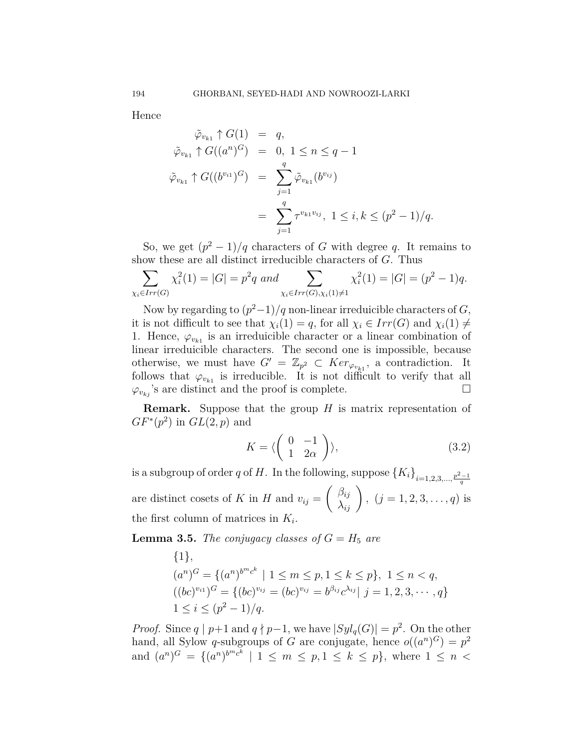Hence

$$
\begin{aligned}
\tilde{\varphi}_{v_{k1}} \uparrow G(1) &= q, \\
\tilde{\varphi}_{v_{k1}} \uparrow G((a^n)^G) &= 0, \ 1 \leq n \leq q-1 \\
\tilde{\varphi}_{v_{k1}} \uparrow G((b^{v_{i1}})^G) &= \sum_{j=1}^{q} \tilde{\varphi}_{v_{k1}}(b^{v_{ij}}) \\
&= \sum_{j=1}^{q} \tau^{v_{k1}v_{ij}}, \ 1 \leq i, k \leq (p^2-1)/q.
\end{aligned}
$$

So, we get $(p^2-1)/q$ characters of $G$ with degree $q$. It remains to show these are all distinct irreducible characters of $G$. Thus

$$
\sum_{\chi_i \in Irr(G)} \chi_i^2(1) = |G| = p^2 q \ and \sum_{\chi_i \in Irr(G), \chi_i(1) \neq 1} \chi_i^2(1) = |G| = (p^2-1)q.
$$

Now by regarding to $(p^2-1)/q$ non-linear irreduicible characters of $G$, it is not difficult to see that $\chi_i(1) = q$, for all $\chi_i \in Irr(G)$ and $\chi_i(1) \neq 1$. Hence, $\varphi_{v_{k1}}$ is an irreduicible character or a linear combination of linear irreduicible characters. The second one is impossible, because otherwise, we must have $G' = \mathbb{Z}_{p^2} \subset Ker_{\varphi_{v_{k1}}}$, a contradiction. It follows that $\varphi_{v_{k1}}$ is irreducible. It is not difficult to verify that all $\varphi_{v_{kj}}$'s are distinct and the proof is complete. $\square$

**Remark.** Suppose that the group $H$ is matrix representation of $GF^*(p^2)$ in $GL(2,p)$ and

$$
K = \langle \begin{pmatrix} 0 & -1 \\ 1 & 2\alpha \end{pmatrix} \rangle, \tag{3.2}
$$

is a subgroup of order $q$ of $H$. In the following, suppose $\{K_i\}_{i=1,2,3,\ldots,\frac{p^2-1}{q}}$ are distinct cosets of $K$ in $H$ and $v_{ij} = \begin{pmatrix} \beta_{ij} \\ \lambda_{ij} \end{pmatrix}$, $(j = 1, 2, 3, \ldots, q)$ is the first column of matrices in $K_i$.

**Lemma 3.5.** *The conjugacy classes of $G = H_5$ are*

$\{1\}$,
$(a^n)^G = \{(a^n)^{b^m c^k} \mid 1 \leq m \leq p, 1 \leq k \leq p\}, \ 1 \leq n < q$,
$((bc)^{v_{i1}})^G = \{(bc)^{v_{ij}} = (bc)^{v_{ij}} = b^{\beta_{ij}} c^{\lambda_{ij}} | \ j = 1, 2, 3, \cdots, q\}$
$1 \leq i \leq (p^2-1)/q$.

*Proof.* Since $q \mid p+1$ and $q \nmid p-1$, we have $|Syl_q(G)| = p^2$. On the other hand, all Sylow $q$-subgroups of $G$ are conjugate, hence $o((a^n)^G) = p^2$ and $(a^n)^G = \{(a^n)^{b^m c^k} \mid 1 \leq m \leq p, 1 \leq k \leq p\}$, where $1 \leq n <$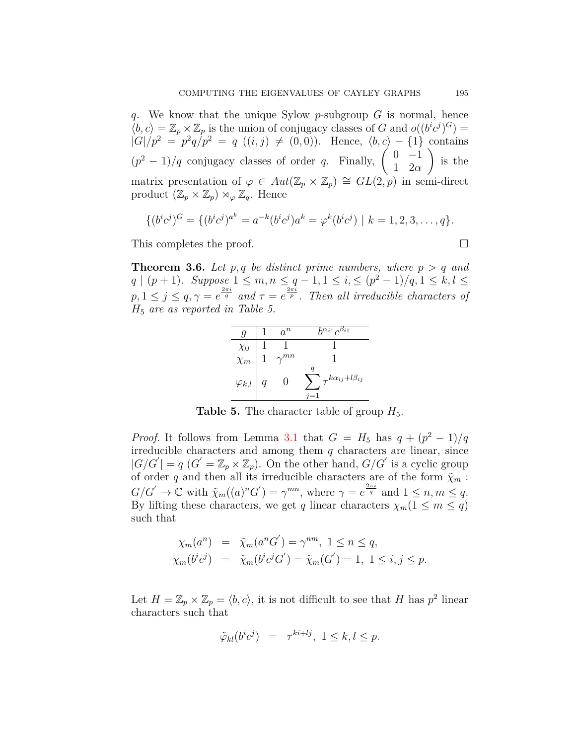$q$. We know that the unique Sylow $p$-subgroup $G$ is normal, hence $\langle b, c\rangle = \mathbb{Z}_p \times \mathbb{Z}_p$ is the union of conjugacy classes of $G$ and $o((b^ic^j)^G) = |G|/p^2 = p^2q/p^2 = q$ $((i,j) \neq (0,0))$. Hence, $\langle b, c\rangle - \{1\}$ contains $(p^2-1)/q$ conjugacy classes of order $q$. Finally, $\begin{pmatrix} 0 & -1 \\ 1 & 2\alpha \end{pmatrix}$ is the matrix presentation of $\varphi \in Aut(\mathbb{Z}_p \times \mathbb{Z}_p) \cong GL(2,p)$ in semi-direct product $(\mathbb{Z}_p \times \mathbb{Z}_p) \rtimes_\varphi \mathbb{Z}_q$. Hence

$$\{(b^ic^j)^G = \{(b^ic^j)^{a^k} = a^{-k}(b^ic^j)a^k = \varphi^k(b^ic^j) \mid k = 1,2,3,\ldots,q\}.$$

This completes the proof. $\square$

**Theorem 3.6.** *Let $p, q$ be distinct prime numbers, where $p > q$ and $q \mid (p+1)$. Suppose $1 \leq m, n \leq q-1, 1 \leq i, \leq (p^2-1)/q, 1 \leq k, l \leq p, 1 \leq j \leq q, \gamma = e^{\frac{2\pi i}{q}}$ and $\tau = e^{\frac{2\pi i}{p}}$. Then all irreducible characters of $H_5$ are as reported in Table 5.*

| $g$ | $1$ | $a^n$ | $b^{\alpha_{i1}}c^{\beta_{i1}}$ |
|---|---|---|---|
| $\chi_0$ | $1$ | $1$ | $1$ |
| $\chi_m$ | $1$ | $\gamma^{mn}$ | $1$ |
| $\varphi_{k,l}$ | $q$ | $0$ | $\sum_{j=1}^{q} \tau^{k\alpha_{ij}+l\beta_{ij}}$ |

**Table 5.** The character table of group $H_5$.

*Proof.* It follows from Lemma 3.1 that $G = H_5$ has $q + (p^2-1)/q$ irreducible characters and among them $q$ characters are linear, since $|G/G'| = q$ $(G' = \mathbb{Z}_p \times \mathbb{Z}_p)$. On the other hand, $G/G'$ is a cyclic group of order $q$ and then all its irreducible characters are of the form $\tilde{\chi}_m : G/G' \to \mathbb{C}$ with $\tilde{\chi}_m((a)^nG') = \gamma^{mn}$, where $\gamma = e^{\frac{2\pi i}{q}}$ and $1 \leq n, m \leq q$. By lifting these characters, we get $q$ linear characters $\chi_m (1 \leq m \leq q)$ such that

$$\begin{aligned} \chi_m(a^n) &= \tilde{\chi}_m(a^nG') = \gamma^{nm}, \ 1 \leq n \leq q, \\ \chi_m(b^ic^j) &= \tilde{\chi}_m(b^ic^jG') = \tilde{\chi}_m(G') = 1, \ 1 \leq i, j \leq p. \end{aligned}$$

Let $H = \mathbb{Z}_p \times \mathbb{Z}_p = \langle b, c\rangle$, it is not difficult to see that $H$ has $p^2$ linear characters such that

$$\tilde{\varphi}_{kl}(b^ic^j) = \tau^{ki+lj}, \ 1 \leq k, l \leq p.$$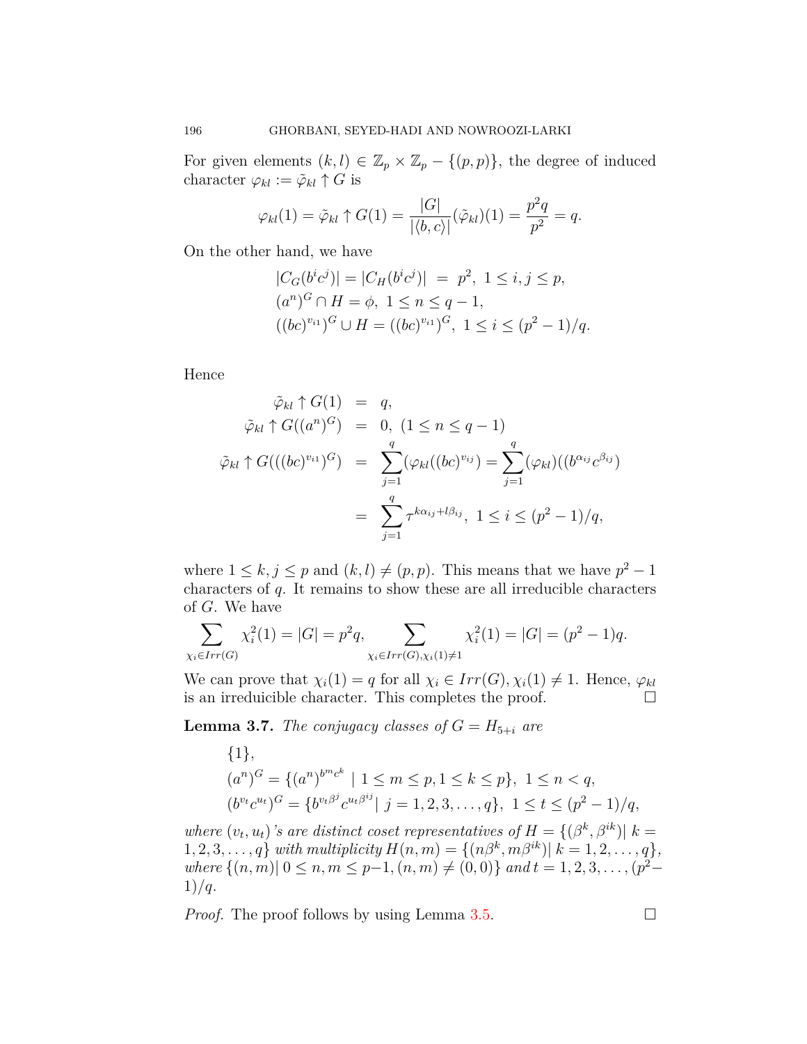For given elements $(k,l) \in \mathbb{Z}_p \times \mathbb{Z}_p - \{(p,p)\}$, the degree of induced character $\varphi_{kl} := \tilde{\varphi}_{kl} \uparrow G$ is

$$\varphi_{kl}(1) = \tilde{\varphi}_{kl} \uparrow G(1) = \frac{|G|}{|\langle b, c\rangle|}(\tilde{\varphi}_{kl})(1) = \frac{p^2 q}{p^2} = q.$$

On the other hand, we have

$$\begin{aligned}
&|C_G(b^i c^j)| = |C_H(b^i c^j)| \ = \ p^2, \ 1 \leq i, j \leq p, \\
&(a^n)^G \cap H = \phi, \ 1 \leq n \leq q-1, \\
&((bc)^{v_{i1}})^G \cup H = ((bc)^{v_{i1}})^G, \ 1 \leq i \leq (p^2-1)/q.
\end{aligned}$$

Hence

$$\begin{aligned}
\tilde{\varphi}_{kl} \uparrow G(1) &= q, \\
\tilde{\varphi}_{kl} \uparrow G((a^n)^G) &= 0, \ (1 \leq n \leq q-1) \\
\tilde{\varphi}_{kl} \uparrow G(((bc)^{v_{i1}})^G) &= \sum_{j=1}^{q} (\varphi_{kl}((bc)^{v_{ij}}) = \sum_{j=1}^{q} (\varphi_{kl})((b^{\alpha_{ij}} c^{\beta_{ij}}) \\
&= \sum_{j=1}^{q} \tau^{k\alpha_{ij} + l\beta_{ij}}, \ 1 \leq i \leq (p^2-1)/q,
\end{aligned}$$

where $1 \leq k, j \leq p$ and $(k,l) \neq (p,p)$. This means that we have $p^2 - 1$ characters of $q$. It remains to show these are all irreducible characters of $G$. We have

$$\sum_{\chi_i \in Irr(G)} \chi_i^2(1) = |G| = p^2 q, \qquad \sum_{\chi_i \in Irr(G), \chi_i(1) \neq 1} \chi_i^2(1) = |G| = (p^2-1)q.$$

We can prove that $\chi_i(1) = q$ for all $\chi_i \in Irr(G), \chi_i(1) \neq 1$. Hence, $\varphi_{kl}$ is an irreduicible character. This completes the proof. □

**Lemma 3.7.** *The conjugacy classes of $G = H_{5+i}$ are*

$$\begin{aligned}
&\{1\}, \\
&(a^n)^G = \{(a^n)^{b^m c^k} \mid 1 \leq m \leq p, 1 \leq k \leq p\}, \ 1 \leq n < q, \\
&(b^{v_t} c^{u_t})^G = \{b^{v_t \beta^j} c^{u_t \beta^{ij}} \mid \ j = 1, 2, 3, \ldots, q\}, \ 1 \leq t \leq (p^2-1)/q,
\end{aligned}$$

*where $(v_t, u_t)$'s are distinct coset representatives of $H = \{(\beta^k, \beta^{ik}) \mid k = 1, 2, 3, \ldots, q\}$ with multiplicity $H(n,m) = \{(n\beta^k, m\beta^{ik}) \mid k = 1, 2, \ldots, q\}$, where $\{(n,m) \mid 0 \leq n, m \leq p-1, (n,m) \neq (0,0)\}$ and $t = 1, 2, 3, \ldots, (p^2-1)/q$.*

*Proof.* The proof follows by using Lemma 3.5. □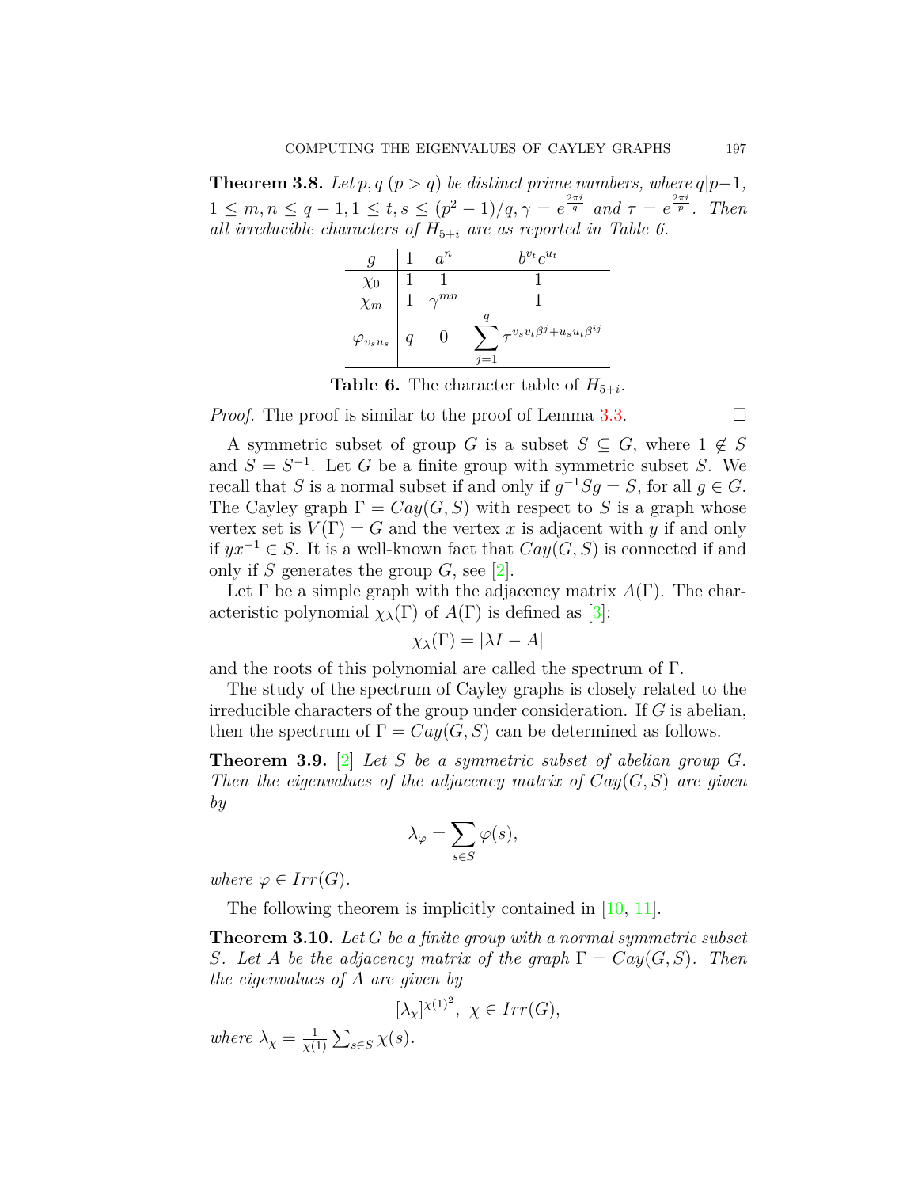**Theorem 3.8.** *Let $p, q$ $(p > q)$ be distinct prime numbers, where $q|p-1$, $1 \leq m, n \leq q-1, 1 \leq t, s \leq (p^2-1)/q, \gamma = e^{\frac{2\pi i}{q}}$ and $\tau = e^{\frac{2\pi i}{p}}$. Then all irreducible characters of $H_{5+i}$ are as reported in Table 6.*

| $g$ | $1$ | $a^n$ | $b^{v_t}c^{u_t}$ |
|---|---|---|---|
| $\chi_0$ | $1$ | $1$ | $1$ |
| $\chi_m$ | $1$ | $\gamma^{mn}$ | $1$ |
| $\varphi_{v_s u_s}$ | $q$ | $0$ | $\sum_{j=1}^{q} \tau^{v_s v_t \beta^j + u_s u_t \beta^{ij}}$ |

**Table 6.** The character table of $H_{5+i}$.

*Proof.* The proof is similar to the proof of Lemma 3.3. □

A symmetric subset of group $G$ is a subset $S \subseteq G$, where $1 \notin S$ and $S = S^{-1}$. Let $G$ be a finite group with symmetric subset $S$. We recall that $S$ is a normal subset if and only if $g^{-1}Sg = S$, for all $g \in G$. The Cayley graph $\Gamma = Cay(G, S)$ with respect to $S$ is a graph whose vertex set is $V(\Gamma) = G$ and the vertex $x$ is adjacent with $y$ if and only if $yx^{-1} \in S$. It is a well-known fact that $Cay(G, S)$ is connected if and only if $S$ generates the group $G$, see [2].

Let $\Gamma$ be a simple graph with the adjacency matrix $A(\Gamma)$. The characteristic polynomial $\chi_\lambda(\Gamma)$ of $A(\Gamma)$ is defined as [3]:

$$\chi_\lambda(\Gamma) = |\lambda I - A|$$

and the roots of this polynomial are called the spectrum of $\Gamma$.

The study of the spectrum of Cayley graphs is closely related to the irreducible characters of the group under consideration. If $G$ is abelian, then the spectrum of $\Gamma = Cay(G, S)$ can be determined as follows.

**Theorem 3.9.** [2] *Let $S$ be a symmetric subset of abelian group $G$. Then the eigenvalues of the adjacency matrix of $Cay(G, S)$ are given by*

$$\lambda_\varphi = \sum_{s \in S} \varphi(s),$$

*where $\varphi \in Irr(G)$.*

The following theorem is implicitly contained in [10, 11].

**Theorem 3.10.** *Let $G$ be a finite group with a normal symmetric subset $S$. Let $A$ be the adjacency matrix of the graph $\Gamma = Cay(G, S)$. Then the eigenvalues of $A$ are given by*

$$[\lambda_\chi]^{\chi(1)^2}, \ \chi \in Irr(G),$$

*where $\lambda_\chi = \frac{1}{\chi(1)} \sum_{s \in S} \chi(s)$.*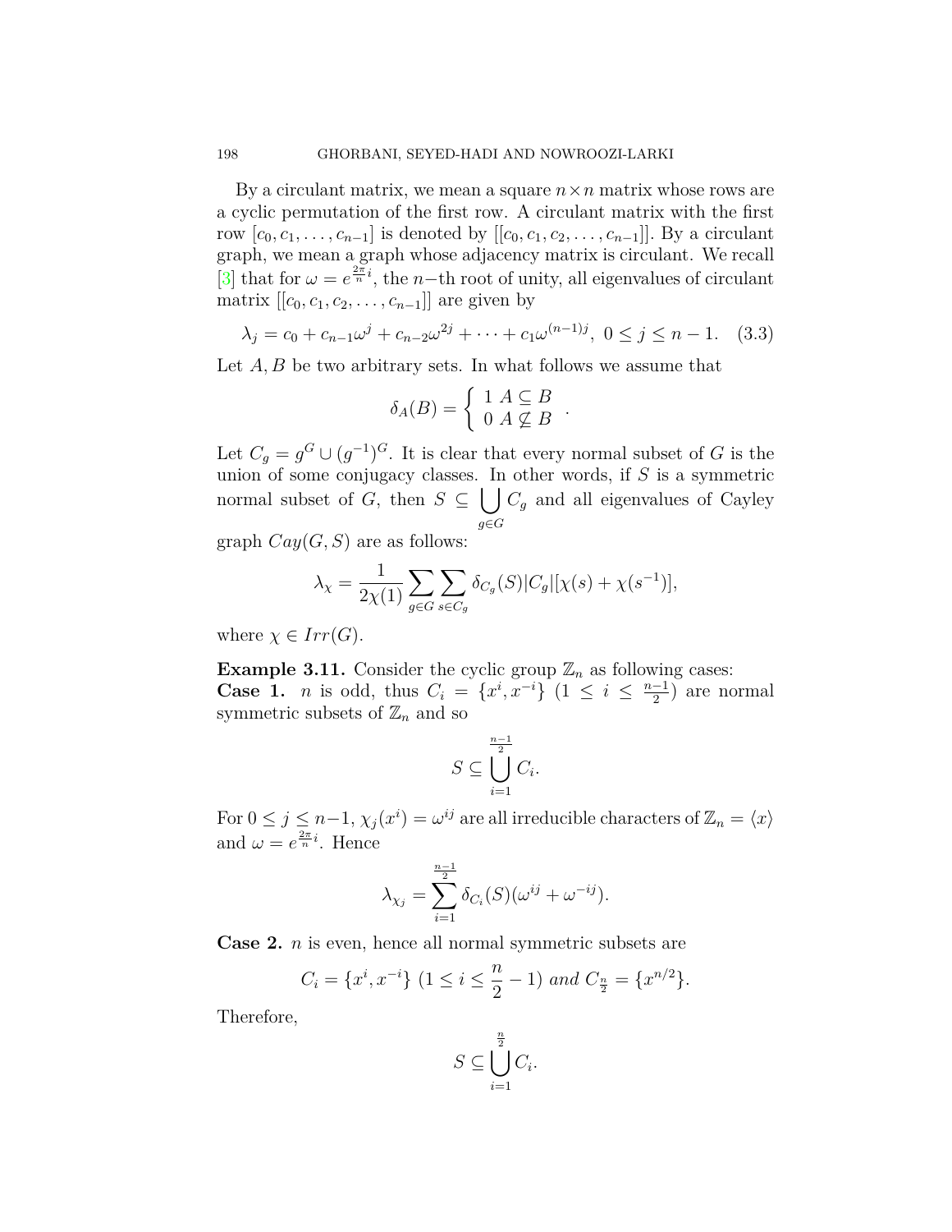By a circulant matrix, we mean a square $n\times n$ matrix whose rows are a cyclic permutation of the first row. A circulant matrix with the first row $[c_0, c_1, \dots, c_{n-1}]$ is denoted by $[[c_0, c_1, c_2, \dots, c_{n-1}]]$. By a circulant graph, we mean a graph whose adjacency matrix is circulant. We recall [3] that for $\omega = e^{\frac{2\pi}{n}i}$, the $n-$th root of unity, all eigenvalues of circulant matrix $[[c_0, c_1, c_2, \dots, c_{n-1}]]$ are given by

$$\lambda_j = c_0 + c_{n-1}\omega^j + c_{n-2}\omega^{2j} + \cdots + c_1\omega^{(n-1)j},\ 0 \le j \le n-1. \quad (3.3)$$

Let $A, B$ be two arbitrary sets. In what follows we assume that

$$\delta_A(B) = \begin{cases} 1 & A \subseteq B \\ 0 & A \not\subseteq B \end{cases}.$$

Let $C_g = g^G \cup (g^{-1})^G$. It is clear that every normal subset of $G$ is the union of some conjugacy classes. In other words, if $S$ is a symmetric normal subset of $G$, then $S \subseteq \bigcup_{g\in G} C_g$ and all eigenvalues of Cayley graph $Cay(G,S)$ are as follows:

$$\lambda_\chi = \frac{1}{2\chi(1)}\sum_{g\in G}\sum_{s\in C_g}\delta_{C_g}(S)|C_g|[\chi(s) + \chi(s^{-1})],$$

where $\chi \in Irr(G)$.

**Example 3.11.** Consider the cyclic group $\mathbb{Z}_n$ as following cases:
**Case 1.** $n$ is odd, thus $C_i = \{x^i, x^{-i}\}$ $(1 \le i \le \frac{n-1}{2})$ are normal symmetric subsets of $\mathbb{Z}_n$ and so

$$S \subseteq \bigcup_{i=1}^{\frac{n-1}{2}} C_i.$$

For $0 \le j \le n-1$, $\chi_j(x^i) = \omega^{ij}$ are all irreducible characters of $\mathbb{Z}_n = \langle x\rangle$ and $\omega = e^{\frac{2\pi}{n}i}$. Hence

$$\lambda_{\chi_j} = \sum_{i=1}^{\frac{n-1}{2}} \delta_{C_i}(S)(\omega^{ij} + \omega^{-ij}).$$

**Case 2.** $n$ is even, hence all normal symmetric subsets are

$$C_i = \{x^i, x^{-i}\}\ (1 \le i \le \frac{n}{2} - 1)\ \textit{and}\ C_{\frac{n}{2}} = \{x^{n/2}\}.$$

Therefore,

$$S \subseteq \bigcup_{i=1}^{\frac{n}{2}} C_i.$$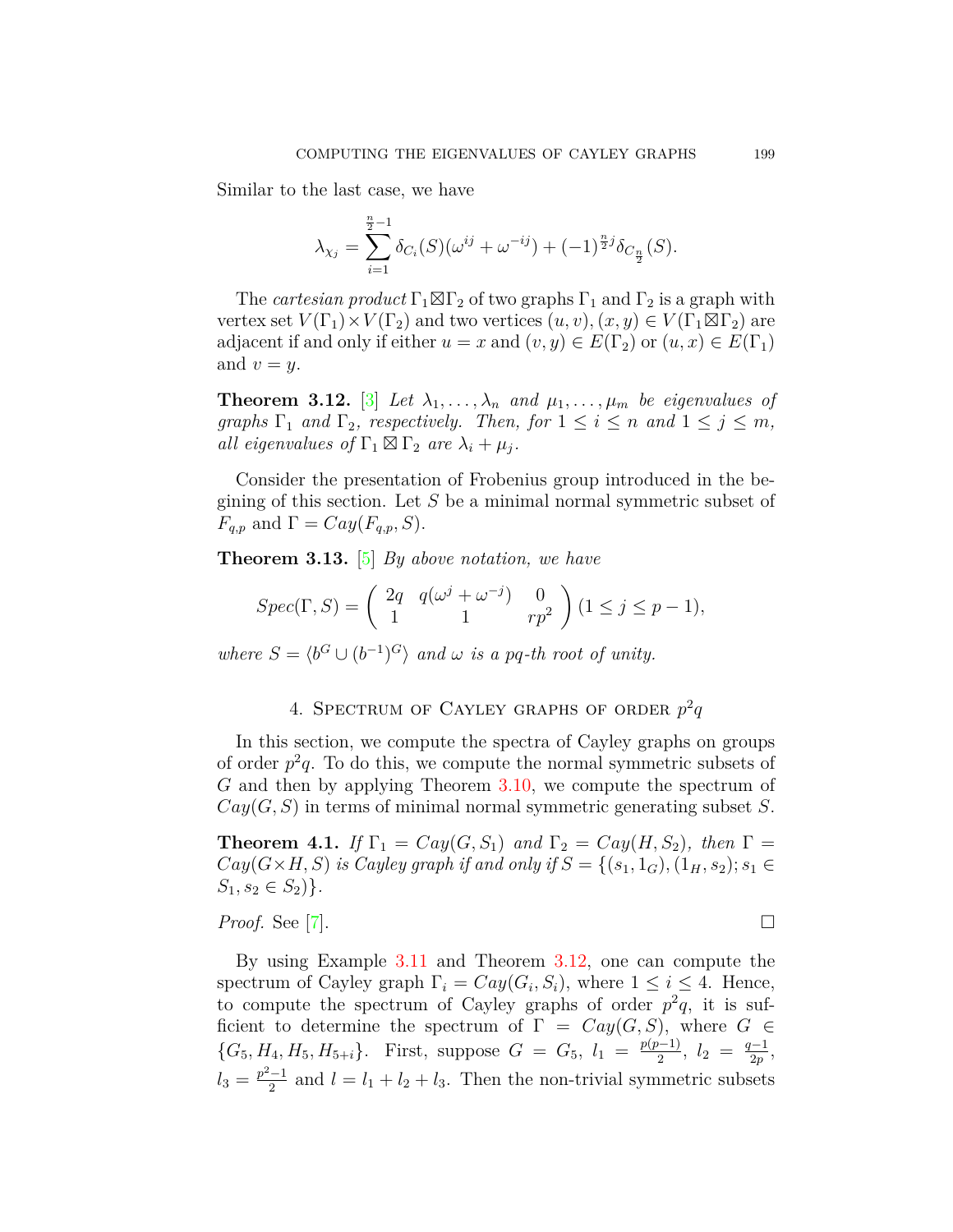Similar to the last case, we have

$$\lambda_{\chi_j} = \sum_{i=1}^{\frac{n}{2}-1} \delta_{C_i}(S)(\omega^{ij} + \omega^{-ij}) + (-1)^{\frac{n}{2}j}\delta_{C_{\frac{n}{2}}}(S).$$

The *cartesian product* $\Gamma_1 \boxtimes \Gamma_2$ of two graphs $\Gamma_1$ and $\Gamma_2$ is a graph with vertex set $V(\Gamma_1) \times V(\Gamma_2)$ and two vertices $(u, v), (x, y) \in V(\Gamma_1 \boxtimes \Gamma_2)$ are adjacent if and only if either $u = x$ and $(v, y) \in E(\Gamma_2)$ or $(u, x) \in E(\Gamma_1)$ and $v = y$.

**Theorem 3.12.** [3] *Let $\lambda_1, \ldots, \lambda_n$ and $\mu_1, \ldots, \mu_m$ be eigenvalues of graphs $\Gamma_1$ and $\Gamma_2$, respectively. Then, for $1 \leq i \leq n$ and $1 \leq j \leq m$, all eigenvalues of $\Gamma_1 \boxtimes \Gamma_2$ are $\lambda_i + \mu_j$.*

Consider the presentation of Frobenius group introduced in the begining of this section. Let $S$ be a minimal normal symmetric subset of $F_{q,p}$ and $\Gamma = Cay(F_{q,p}, S)$.

**Theorem 3.13.** [5] *By above notation, we have*

$$Spec(\Gamma, S) = \begin{pmatrix} 2q & q(\omega^j + \omega^{-j}) & 0 \\ 1 & 1 & rp^2 \end{pmatrix} (1 \leq j \leq p-1),$$

*where $S = \langle b^G \cup (b^{-1})^G \rangle$ and $\omega$ is a $pq$-th root of unity.*

## 4. Spectrum of Cayley graphs of order $p^2q$

In this section, we compute the spectra of Cayley graphs on groups of order $p^2q$. To do this, we compute the normal symmetric subsets of $G$ and then by applying Theorem 3.10, we compute the spectrum of $Cay(G, S)$ in terms of minimal normal symmetric generating subset $S$.

**Theorem 4.1.** *If $\Gamma_1 = Cay(G, S_1)$ and $\Gamma_2 = Cay(H, S_2)$, then $\Gamma = Cay(G \times H, S)$ is Cayley graph if and only if $S = \{(s_1, 1_G), (1_H, s_2); s_1 \in S_1, s_2 \in S_2)\}$.*

*Proof.* See [7]. □

By using Example 3.11 and Theorem 3.12, one can compute the spectrum of Cayley graph $\Gamma_i = Cay(G_i, S_i)$, where $1 \leq i \leq 4$. Hence, to compute the spectrum of Cayley graphs of order $p^2q$, it is sufficient to determine the spectrum of $\Gamma = Cay(G, S)$, where $G \in \{G_5, H_4, H_5, H_{5+i}\}$. First, suppose $G = G_5$, $l_1 = \frac{p(p-1)}{2}$, $l_2 = \frac{q-1}{2p}$, $l_3 = \frac{p^2-1}{2}$ and $l = l_1 + l_2 + l_3$. Then the non-trivial symmetric subsets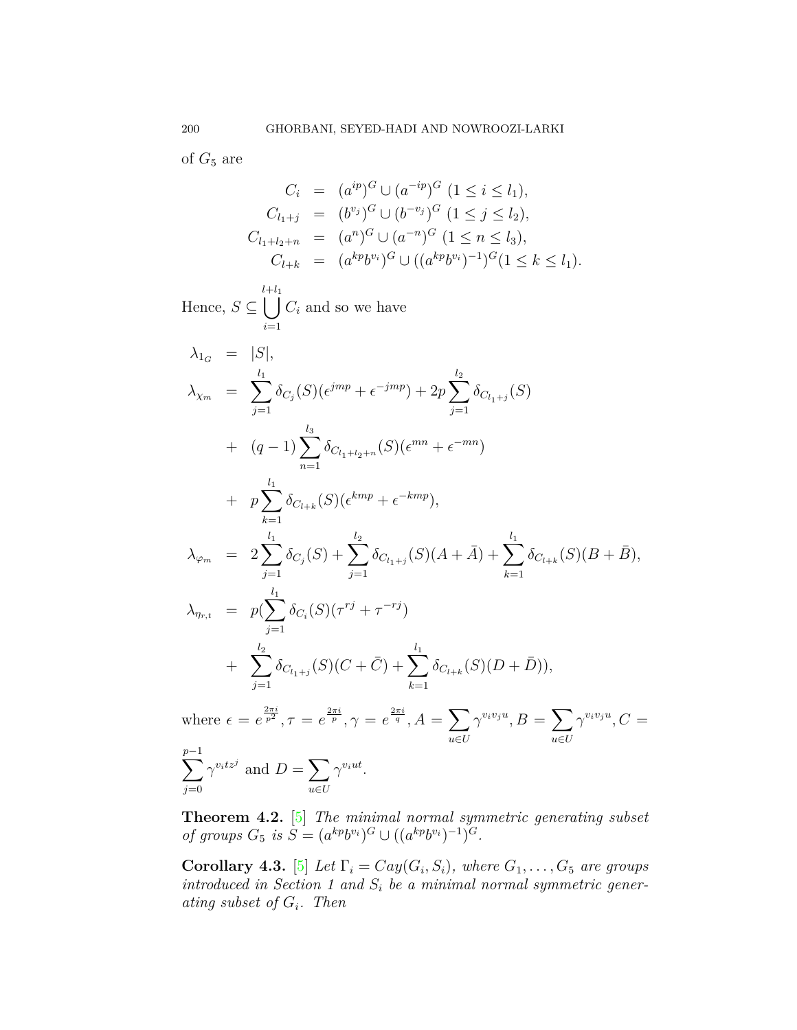of $G_5$ are

$$
\begin{aligned}
C_i &= (a^{ip})^G \cup (a^{-ip})^G \ (1 \leq i \leq l_1),\\
C_{l_1+j} &= (b^{v_j})^G \cup (b^{-v_j})^G \ (1 \leq j \leq l_2),\\
C_{l_1+l_2+n} &= (a^n)^G \cup (a^{-n})^G \ (1 \leq n \leq l_3),\\
C_{l+k} &= (a^{kp}b^{v_i})^G \cup ((a^{kp}b^{v_i})^{-1})^G (1 \leq k \leq l_1).
\end{aligned}
$$

Hence, $S \subseteq \bigcup_{i=1}^{l+l_1} C_i$ and so we have

$$
\begin{aligned}
\lambda_{1_G} &= |S|,\\
\lambda_{\chi_m} &= \sum_{j=1}^{l_1} \delta_{C_j}(S)(\epsilon^{jmp} + \epsilon^{-jmp}) + 2p\sum_{j=1}^{l_2} \delta_{C_{l_1+j}}(S)\\
&+ \ (q-1)\sum_{n=1}^{l_3} \delta_{C_{l_1+l_2+n}}(S)(\epsilon^{mn} + \epsilon^{-mn})\\
&+ \ p\sum_{k=1}^{l_1} \delta_{C_{l+k}}(S)(\epsilon^{kmp} + \epsilon^{-kmp}),\\
\lambda_{\varphi_m} &= 2\sum_{j=1}^{l_1} \delta_{C_j}(S) + \sum_{j=1}^{l_2} \delta_{C_{l_1+j}}(S)(A+\bar{A}) + \sum_{k=1}^{l_1} \delta_{C_{l+k}}(S)(B+\bar{B}),\\
\lambda_{\eta_{r,t}} &= p(\sum_{j=1}^{l_1} \delta_{C_i}(S)(\tau^{rj} + \tau^{-rj})\\
&+ \ \sum_{j=1}^{l_2} \delta_{C_{l_1+j}}(S)(C+\bar{C}) + \sum_{k=1}^{l_1} \delta_{C_{l+k}}(S)(D+\bar{D})),
\end{aligned}
$$

where $\epsilon = e^{\frac{2\pi i}{p^2}}, \tau = e^{\frac{2\pi i}{p}}, \gamma = e^{\frac{2\pi i}{q}}, A = \sum_{u \in U} \gamma^{v_i v_j u}, B = \sum_{u \in U} \gamma^{v_i v_j u}, C = \sum_{j=0}^{p-1} \gamma^{v_i t z^j}$ and $D = \sum_{u \in U} \gamma^{v_i u t}$.

**Theorem 4.2.** [5] *The minimal normal symmetric generating subset of groups $G_5$ is $S = (a^{kp}b^{v_i})^G \cup ((a^{kp}b^{v_i})^{-1})^G$.*

**Corollary 4.3.** [5] *Let $\Gamma_i = Cay(G_i, S_i)$, where $G_1, \ldots, G_5$ are groups introduced in Section 1 and $S_i$ be a minimal normal symmetric generating subset of $G_i$. Then*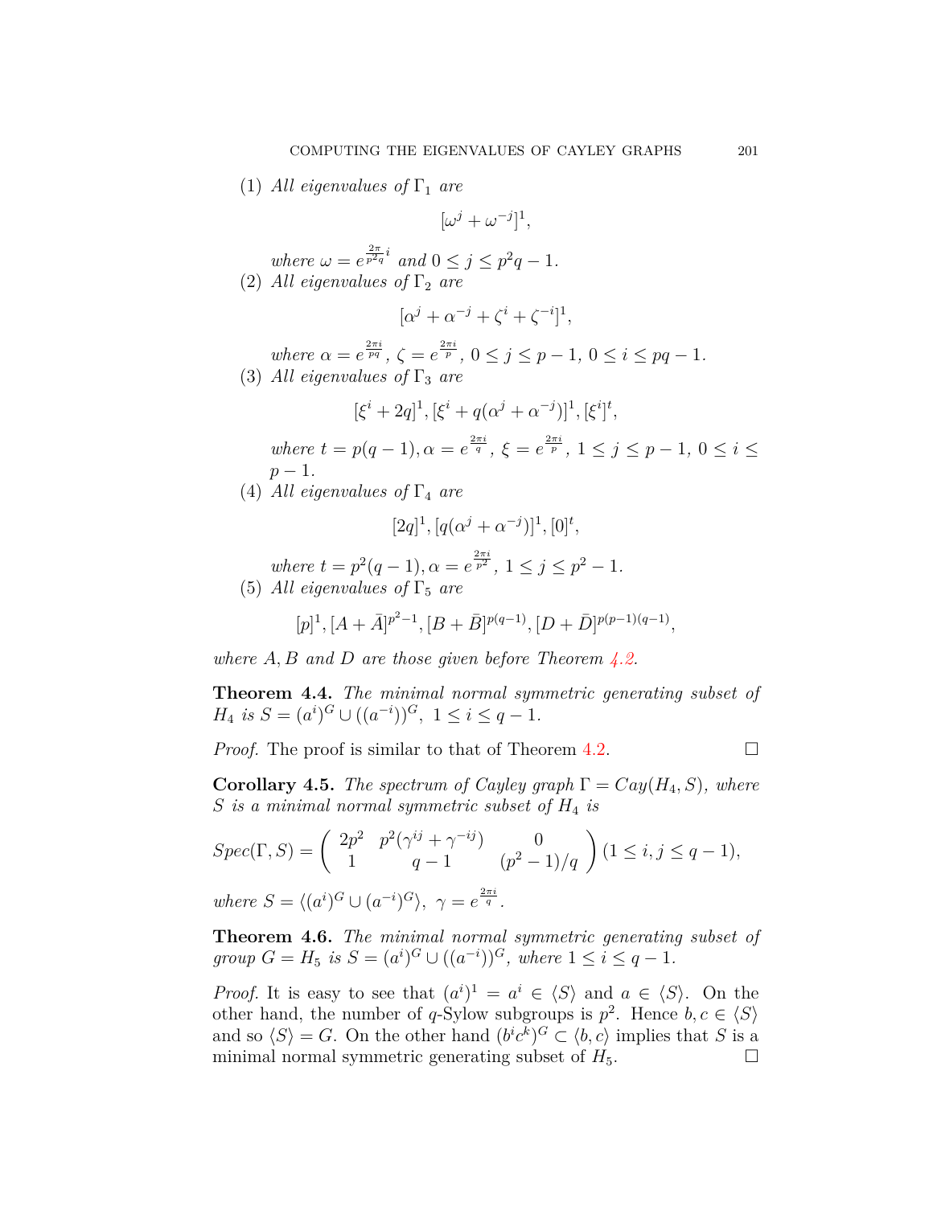(1) *All eigenvalues of* $\Gamma_1$ *are*

$$[\omega^j + \omega^{-j}]^1,$$

*where* $\omega = e^{\frac{2\pi}{p^2 q} i}$ *and* $0 \leq j \leq p^2 q - 1$.

(2) *All eigenvalues of* $\Gamma_2$ *are*

$$[\alpha^j + \alpha^{-j} + \zeta^i + \zeta^{-i}]^1,$$

*where* $\alpha = e^{\frac{2\pi i}{pq}}$, $\zeta = e^{\frac{2\pi i}{p}}$, $0 \leq j \leq p-1$, $0 \leq i \leq pq-1$.

(3) *All eigenvalues of* $\Gamma_3$ *are*

$$[\xi^i + 2q]^1, [\xi^i + q(\alpha^j + \alpha^{-j})]^1, [\xi^i]^t,$$

*where* $t = p(q-1), \alpha = e^{\frac{2\pi i}{q}}$, $\xi = e^{\frac{2\pi i}{p}}$, $1 \leq j \leq p-1$, $0 \leq i \leq p-1$.

(4) *All eigenvalues of* $\Gamma_4$ *are*

$$[2q]^1, [q(\alpha^j + \alpha^{-j})]^1, [0]^t,$$

*where* $t = p^2(q-1), \alpha = e^{\frac{2\pi i}{p^2}}$, $1 \leq j \leq p^2 - 1$.

(5) *All eigenvalues of* $\Gamma_5$ *are*

$$[p]^1, [A + \bar{A}]^{p^2-1}, [B + \bar{B}]^{p(q-1)}, [D + \bar{D}]^{p(p-1)(q-1)},$$

*where* $A, B$ *and* $D$ *are those given before Theorem 4.2.*

**Theorem 4.4.** *The minimal normal symmetric generating subset of* $H_4$ *is* $S = (a^i)^G \cup ((a^{-i}))^G$, $1 \leq i \leq q-1$.

*Proof.* The proof is similar to that of Theorem 4.2. □

**Corollary 4.5.** *The spectrum of Cayley graph* $\Gamma = Cay(H_4, S)$*, where* $S$ *is a minimal normal symmetric subset of* $H_4$ *is*

$$Spec(\Gamma, S) = \begin{pmatrix} 2p^2 & p^2(\gamma^{ij} + \gamma^{-ij}) & 0 \\ 1 & q-1 & (p^2-1)/q \end{pmatrix} (1 \leq i, j \leq q-1),$$

*where* $S = \langle (a^i)^G \cup (a^{-i})^G \rangle$, $\gamma = e^{\frac{2\pi i}{q}}$.

**Theorem 4.6.** *The minimal normal symmetric generating subset of group* $G = H_5$ *is* $S = (a^i)^G \cup ((a^{-i}))^G$*, where* $1 \leq i \leq q-1$.

*Proof.* It is easy to see that $(a^i)^1 = a^i \in \langle S \rangle$ and $a \in \langle S \rangle$. On the other hand, the number of $q$-Sylow subgroups is $p^2$. Hence $b, c \in \langle S \rangle$ and so $\langle S \rangle = G$. On the other hand $(b^i c^k)^G \subset \langle b, c \rangle$ implies that $S$ is a minimal normal symmetric generating subset of $H_5$. □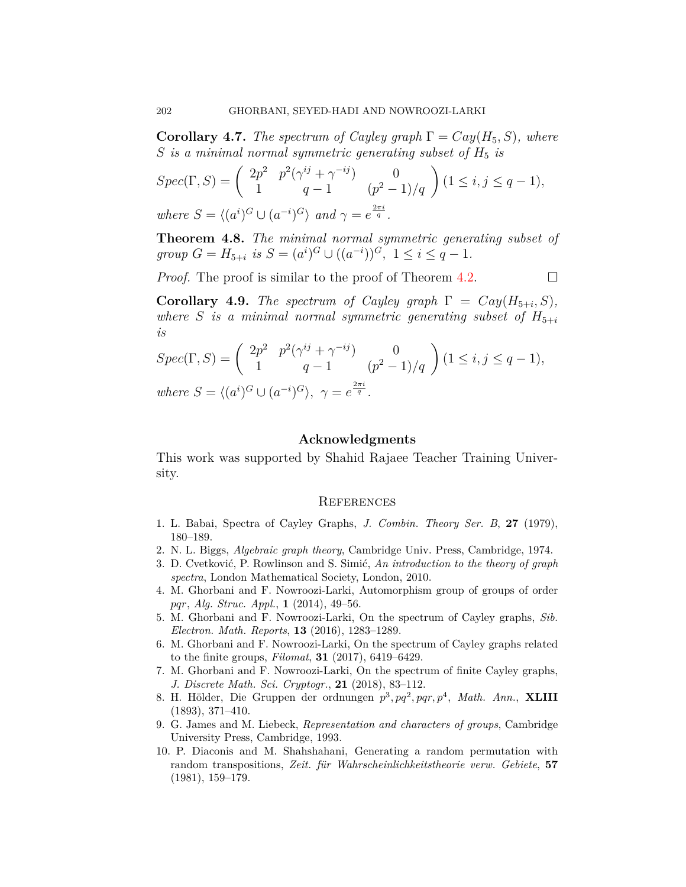**Corollary 4.7.** *The spectrum of Cayley graph $\Gamma = Cay(H_5, S)$, where $S$ is a minimal normal symmetric generating subset of $H_5$ is*

$$Spec(\Gamma, S) = \begin{pmatrix} 2p^2 & p^2(\gamma^{ij} + \gamma^{-ij}) & 0 \\ 1 & q-1 & (p^2-1)/q \end{pmatrix} (1 \leq i, j \leq q-1),$$

*where $S = \langle (a^i)^G \cup (a^{-i})^G \rangle$ and $\gamma = e^{\frac{2\pi i}{q}}$.*

**Theorem 4.8.** *The minimal normal symmetric generating subset of group $G = H_{5+i}$ is $S = (a^i)^G \cup ((a^{-i}))^G$, $1 \leq i \leq q-1$.*

*Proof.* The proof is similar to the proof of Theorem 4.2. □

**Corollary 4.9.** *The spectrum of Cayley graph $\Gamma = Cay(H_{5+i}, S)$, where $S$ is a minimal normal symmetric generating subset of $H_{5+i}$ is*

$$Spec(\Gamma, S) = \begin{pmatrix} 2p^2 & p^2(\gamma^{ij} + \gamma^{-ij}) & 0 \\ 1 & q-1 & (p^2-1)/q \end{pmatrix} (1 \leq i, j \leq q-1),$$

*where $S = \langle (a^i)^G \cup (a^{-i})^G \rangle$, $\gamma = e^{\frac{2\pi i}{q}}$.*

## Acknowledgments

This work was supported by Shahid Rajaee Teacher Training University.

## References

1. L. Babai, Spectra of Cayley Graphs, *J. Combin. Theory Ser. B*, **27** (1979), 180–189.
2. N. L. Biggs, *Algebraic graph theory*, Cambridge Univ. Press, Cambridge, 1974.
3. D. Cvetković, P. Rowlinson and S. Simić, *An introduction to the theory of graph spectra*, London Mathematical Society, London, 2010.
4. M. Ghorbani and F. Nowroozi-Larki, Automorphism group of groups of order $pqr$, *Alg. Struc. Appl.*, **1** (2014), 49–56.
5. M. Ghorbani and F. Nowroozi-Larki, On the spectrum of Cayley graphs, *Sib. Electron. Math. Reports*, **13** (2016), 1283–1289.
6. M. Ghorbani and F. Nowroozi-Larki, On the spectrum of Cayley graphs related to the finite groups, *Filomat*, **31** (2017), 6419–6429.
7. M. Ghorbani and F. Nowroozi-Larki, On the spectrum of finite Cayley graphs, *J. Discrete Math. Sci. Cryptogr.*, **21** (2018), 83–112.
8. H. Hölder, Die Gruppen der ordnungen $p^3, pq^2, pqr, p^4$, *Math. Ann.*, **XLIII** (1893), 371–410.
9. G. James and M. Liebeck, *Representation and characters of groups*, Cambridge University Press, Cambridge, 1993.
10. P. Diaconis and M. Shahshahani, Generating a random permutation with random transpositions, *Zeit. für Wahrscheinlichkeitstheorie verw. Gebiete*, **57** (1981), 159–179.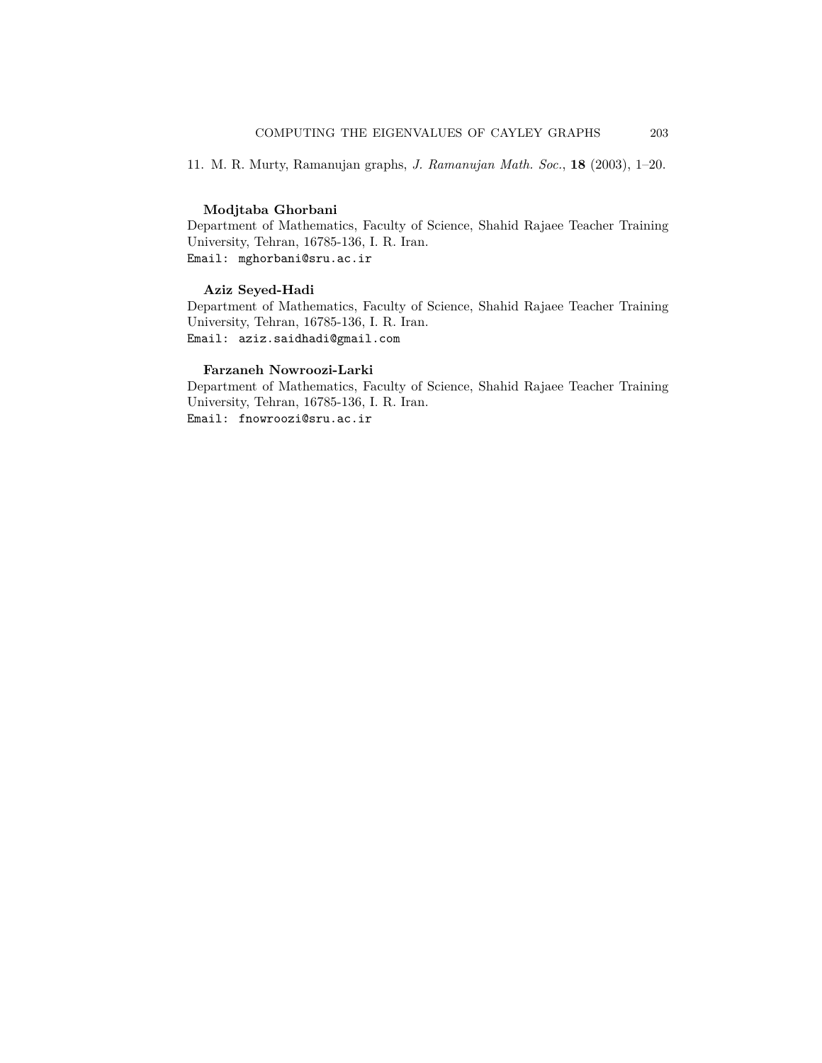11. M. R. Murty, Ramanujan graphs, *J. Ramanujan Math. Soc.*, **18** (2003), 1–20.

**Modjtaba Ghorbani**
Department of Mathematics, Faculty of Science, Shahid Rajaee Teacher Training University, Tehran, 16785-136, I. R. Iran.
Email: mghorbani@sru.ac.ir

**Aziz Seyed-Hadi**
Department of Mathematics, Faculty of Science, Shahid Rajaee Teacher Training University, Tehran, 16785-136, I. R. Iran.
Email: aziz.saidhadi@gmail.com

**Farzaneh Nowroozi-Larki**
Department of Mathematics, Faculty of Science, Shahid Rajaee Teacher Training University, Tehran, 16785-136, I. R. Iran.
Email: fnowroozi@sru.ac.ir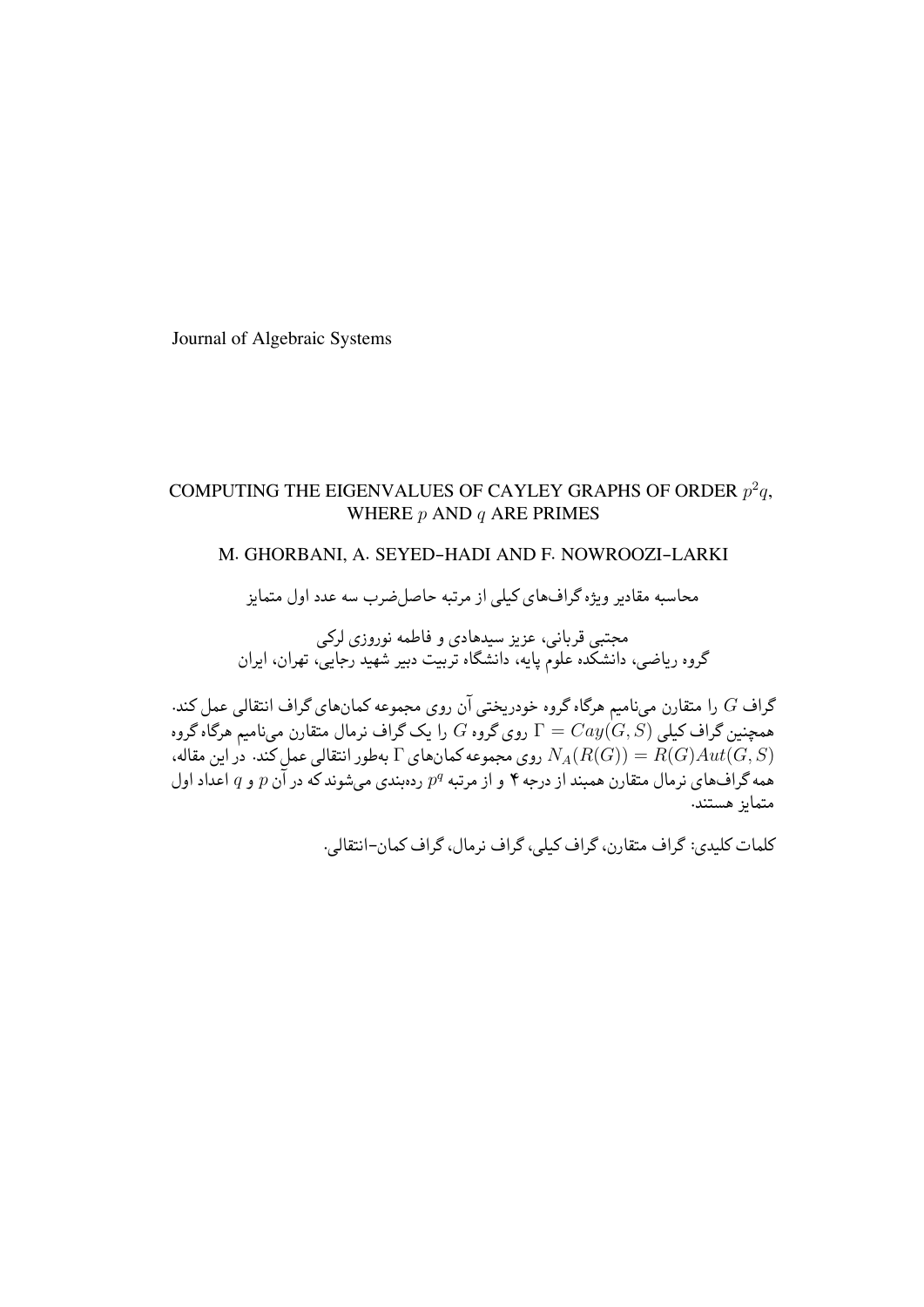Journal of Algebraic Systems

# COMPUTING THE EIGENVALUES OF CAYLEY GRAPHS OF ORDER $p^2q$, WHERE $p$ AND $q$ ARE PRIMES

M. GHORBANI, A. SEYED-HADI AND F. NOWROOZI-LARKI

محاسبه مقادیر ویژه گراف‌های کیلی از مرتبه حاصل‌ضرب سه عدد اول متمایز

مجتبی قربانی، عزیز سیدهادی و فاطمه نوروزی لرکی
گروه ریاضی، دانشکده علوم پایه، دانشگاه تربیت دبیر شهید رجایی، تهران، ایران

گراف $G$ را متقارن می‌نامیم هرگاه گروه خودریختی آن روی مجموعه کمان‌های گراف انتقالی عمل کند. همچنین گراف کیلی $\Gamma = Cay(G, S)$ روی گروه $G$ را یک گراف نرمال متقارن می‌نامیم هرگاه گروه $N_A(R(G)) = R(G)Aut(G, S)$ روی مجموعه کمان‌های $\Gamma$ به‌طور انتقالی عمل کند. در این مقاله، همه گراف‌های نرمال متقارن همبند از درجه ۴ و از مرتبه $p^q$ رده‌بندی می‌شوند که در آن $p$ و $q$ اعداد اول متمایز هستند.

کلمات کلیدی: گراف متقارن، گراف کیلی، گراف نرمال، گراف کمان-انتقالی.